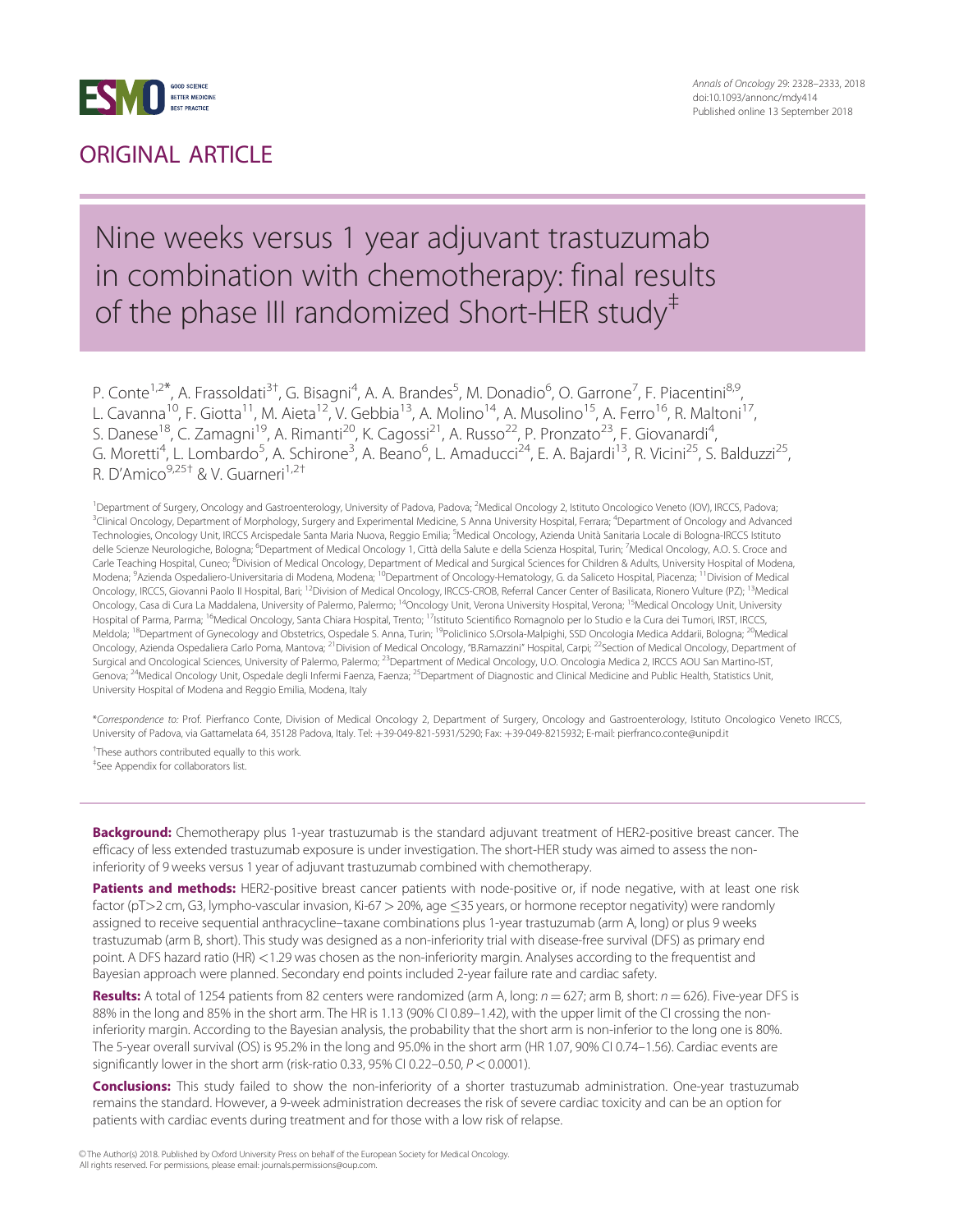## ORIGINAL ARTICLE

# Nine weeks versus 1 year adjuvant trastuzumab in combination with chemotherapy: final results of the phase III randomized Short-HER study‡

P. Conte[1,2*], A. Frassoldati[3†], G. Bisagni[4], A. A. Brandes[5], M. Donadio[6], O. Garrone[7], F. Piacentini[8,9], L. Cavanna[10], F. Giotta[11], M. Aieta[12], V. Gebbia[13], A. Molino[14], A. Musolino[15], A. Ferro[16], R. Maltoni[17], S. Danese[18], C. Zamagni[19], A. Rimanti[20], K. Cagossi[21], A. Russo[22], P. Pronzato[23], F. Giovanardi[4], G. Moretti[4], L. Lombardo[5], A. Schirone[3], A. Beano[6], L. Amaducci[24], E. A. Bajardi[13], R. Vicini[25], S. Balduzzi[25], R. D'Amico[9,25†] & V. Guarneri[1,2†]

[1]Department of Surgery, Oncology and Gastroenterology, University of Padova, Padova; [2]Medical Oncology 2, Istituto Oncologico Veneto (IOV), IRCCS, Padova; [3]Clinical Oncology, Department of Morphology, Surgery and Experimental Medicine, S Anna University Hospital, Ferrara; [4]Department of Oncology and Advanced Technologies, Oncology Unit, IRCCS Arcispedale Santa Maria Nuova, Reggio Emilia; [5]Medical Oncology, Azienda Unità Sanitaria Locale di Bologna-IRCCS Istituto delle Scienze Neurologiche, Bologna; [6]Department of Medical Oncology 1, Città della Salute e della Scienza Hospital, Turin; [7]Medical Oncology, A.O. S. Croce and Carle Teaching Hospital, Cuneo; [8]Division of Medical Oncology, Department of Medical and Surgical Sciences for Children & Adults, University Hospital of Modena, Modena; [9]Azienda Ospedaliero-Universitaria di Modena, Modena; [10]Department of Oncology-Hematology, G. da Saliceto Hospital, Piacenza; [11]Division of Medical Oncology, IRCCS, Giovanni Paolo II Hospital, Bari; [12]Division of Medical Oncology, IRCCS-CROB, Referral Cancer Center of Basilicata, Rionero Vulture (PZ); [13]Medical Oncology, Casa di Cura La Maddalena, University of Palermo, Palermo; [14]Oncology Unit, Verona University Hospital, Verona; [15]Medical Oncology Unit, University Hospital of Parma, Parma; [16]Medical Oncology, Santa Chiara Hospital, Trento; [17]Istituto Scientifico Romagnolo per lo Studio e la Cura dei Tumori, IRST, IRCCS, Meldola; [18]Department of Gynecology and Obstetrics, Ospedale S. Anna, Turin; [19]Policlinico S.Orsola-Malpighi, SSD Oncologia Medica Addarii, Bologna; [20]Medical Oncology, Azienda Ospedaliera Carlo Poma, Mantova; [21]Division of Medical Oncology, "B.Ramazzini" Hospital, Carpi; [22]Section of Medical Oncology, Department of Surgical and Oncological Sciences, University of Palermo, Palermo; [23]Department of Medical Oncology, U.O. Oncologia Medica 2, IRCCS AOU San Martino-IST, Genova; [24]Medical Oncology Unit, Ospedale degli Infermi Faenza, Faenza; [25]Department of Diagnostic and Clinical Medicine and Public Health, Statistics Unit, University Hospital of Modena and Reggio Emilia, Modena, Italy

*Correspondence to: Prof. Pierfranco Conte, Division of Medical Oncology 2, Department of Surgery, Oncology and Gastroenterology, Istituto Oncologico Veneto IRCCS, University of Padova, via Gattamelata 64, 35128 Padova, Italy. Tel: +39-049-821-5931/5290; Fax: +39-049-8215932; E-mail: pierfranco.conte@unipd.it

†These authors contributed equally to this work.

‡See Appendix for collaborators list.

**Background:** Chemotherapy plus 1-year trastuzumab is the standard adjuvant treatment of HER2-positive breast cancer. The efficacy of less extended trastuzumab exposure is under investigation. The short-HER study was aimed to assess the non-inferiority of 9 weeks versus 1 year of adjuvant trastuzumab combined with chemotherapy.

**Patients and methods:** HER2-positive breast cancer patients with node-positive or, if node negative, with at least one risk factor (pT>2 cm, G3, lympho-vascular invasion, Ki-67 > 20%, age ≤35 years, or hormone receptor negativity) were randomly assigned to receive sequential anthracycline–taxane combinations plus 1-year trastuzumab (arm A, long) or plus 9 weeks trastuzumab (arm B, short). This study was designed as a non-inferiority trial with disease-free survival (DFS) as primary end point. A DFS hazard ratio (HR) <1.29 was chosen as the non-inferiority margin. Analyses according to the frequentist and Bayesian approach were planned. Secondary end points included 2-year failure rate and cardiac safety.

**Results:** A total of 1254 patients from 82 centers were randomized (arm A, long: $n = 627$; arm B, short: $n = 626$). Five-year DFS is 88% in the long and 85% in the short arm. The HR is 1.13 (90% CI 0.89–1.42), with the upper limit of the CI crossing the non-inferiority margin. According to the Bayesian analysis, the probability that the short arm is non-inferior to the long one is 80%. The 5-year overall survival (OS) is 95.2% in the long and 95.0% in the short arm (HR 1.07, 90% CI 0.74–1.56). Cardiac events are significantly lower in the short arm (risk-ratio 0.33, 95% CI 0.22–0.50, $P < 0.0001$).

**Conclusions:** This study failed to show the non-inferiority of a shorter trastuzumab administration. One-year trastuzumab remains the standard. However, a 9-week administration decreases the risk of severe cardiac toxicity and can be an option for patients with cardiac events during treatment and for those with a low risk of relapse.

© The Author(s) 2018. Published by Oxford University Press on behalf of the European Society for Medical Oncology. All rights reserved. For permissions, please email: journals.permissions@oup.com.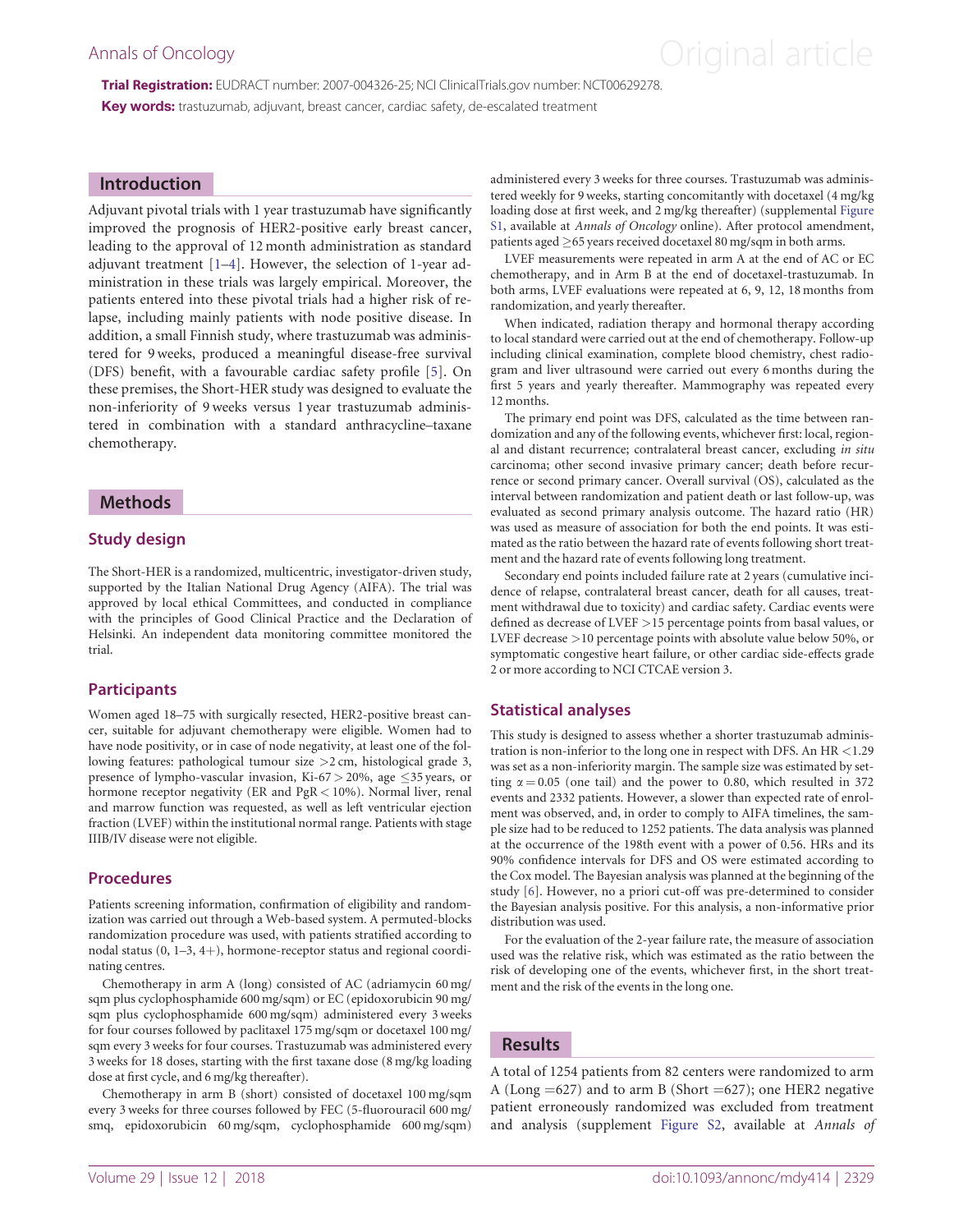**Trial Registration:** EUDRACT number: 2007-004326-25; NCI ClinicalTrials.gov number: NCT00629278.

**Key words:** trastuzumab, adjuvant, breast cancer, cardiac safety, de-escalated treatment

## Introduction

Adjuvant pivotal trials with 1 year trastuzumab have significantly improved the prognosis of HER2-positive early breast cancer, leading to the approval of 12 month administration as standard adjuvant treatment [1–4]. However, the selection of 1-year administration in these trials was largely empirical. Moreover, the patients entered into these pivotal trials had a higher risk of relapse, including mainly patients with node positive disease. In addition, a small Finnish study, where trastuzumab was administered for 9 weeks, produced a meaningful disease-free survival (DFS) benefit, with a favourable cardiac safety profile [5]. On these premises, the Short-HER study was designed to evaluate the non-inferiority of 9 weeks versus 1 year trastuzumab administered in combination with a standard anthracycline–taxane chemotherapy.

## Methods

### Study design

The Short-HER is a randomized, multicentric, investigator-driven study, supported by the Italian National Drug Agency (AIFA). The trial was approved by local ethical Committees, and conducted in compliance with the principles of Good Clinical Practice and the Declaration of Helsinki. An independent data monitoring committee monitored the trial.

### Participants

Women aged 18–75 with surgically resected, HER2-positive breast cancer, suitable for adjuvant chemotherapy were eligible. Women had to have node positivity, or in case of node negativity, at least one of the following features: pathological tumour size >2 cm, histological grade 3, presence of lympho-vascular invasion, Ki-67 > 20%, age ≤35 years, or hormone receptor negativity (ER and PgR < 10%). Normal liver, renal and marrow function was requested, as well as left ventricular ejection fraction (LVEF) within the institutional normal range. Patients with stage IIIB/IV disease were not eligible.

### Procedures

Patients screening information, confirmation of eligibility and randomization was carried out through a Web-based system. A permuted-blocks randomization procedure was used, with patients stratified according to nodal status (0, 1–3, 4+), hormone-receptor status and regional coordinating centres.

Chemotherapy in arm A (long) consisted of AC (adriamycin 60 mg/sqm plus cyclophosphamide 600 mg/sqm) or EC (epidoxorubicin 90 mg/sqm plus cyclophosphamide 600 mg/sqm) administered every 3 weeks for four courses followed by paclitaxel 175 mg/sqm or docetaxel 100 mg/sqm every 3 weeks for four courses. Trastuzumab was administered every 3 weeks for 18 doses, starting with the first taxane dose (8 mg/kg loading dose at first cycle, and 6 mg/kg thereafter).

Chemotherapy in arm B (short) consisted of docetaxel 100 mg/sqm every 3 weeks for three courses followed by FEC (5-fluorouracil 600 mg/smq, epidoxorubicin 60 mg/sqm, cyclophosphamide 600 mg/sqm) administered every 3 weeks for three courses. Trastuzumab was administered weekly for 9 weeks, starting concomitantly with docetaxel (4 mg/kg loading dose at first week, and 2 mg/kg thereafter) (supplemental Figure S1, available at *Annals of Oncology* online). After protocol amendment, patients aged ≥65 years received docetaxel 80 mg/sqm in both arms.

LVEF measurements were repeated in arm A at the end of AC or EC chemotherapy, and in Arm B at the end of docetaxel-trastuzumab. In both arms, LVEF evaluations were repeated at 6, 9, 12, 18 months from randomization, and yearly thereafter.

When indicated, radiation therapy and hormonal therapy according to local standard were carried out at the end of chemotherapy. Follow-up including clinical examination, complete blood chemistry, chest radiogram and liver ultrasound were carried out every 6 months during the first 5 years and yearly thereafter. Mammography was repeated every 12 months.

The primary end point was DFS, calculated as the time between randomization and any of the following events, whichever first: local, regional and distant recurrence; contralateral breast cancer, excluding *in situ* carcinoma; other second invasive primary cancer; death before recurrence or second primary cancer. Overall survival (OS), calculated as the interval between randomization and patient death or last follow-up, was evaluated as second primary analysis outcome. The hazard ratio (HR) was used as measure of association for both the end points. It was estimated as the ratio between the hazard rate of events following short treatment and the hazard rate of events following long treatment.

Secondary end points included failure rate at 2 years (cumulative incidence of relapse, contralateral breast cancer, death for all causes, treatment withdrawal due to toxicity) and cardiac safety. Cardiac events were defined as decrease of LVEF >15 percentage points from basal values, or LVEF decrease >10 percentage points with absolute value below 50%, or symptomatic congestive heart failure, or other cardiac side-effects grade 2 or more according to NCI CTCAE version 3.

### Statistical analyses

This study is designed to assess whether a shorter trastuzumab administration is non-inferior to the long one in respect with DFS. An HR <1.29 was set as a non-inferiority margin. The sample size was estimated by setting $\alpha = 0.05$ (one tail) and the power to 0.80, which resulted in 372 events and 2332 patients. However, a slower than expected rate of enrolment was observed, and, in order to comply to AIFA timelines, the sample size had to be reduced to 1252 patients. The data analysis was planned at the occurrence of the 198th event with a power of 0.56. HRs and its 90% confidence intervals for DFS and OS were estimated according to the Cox model. The Bayesian analysis was planned at the beginning of the study [6]. However, no a priori cut-off was pre-determined to consider the Bayesian analysis positive. For this analysis, a non-informative prior distribution was used.

For the evaluation of the 2-year failure rate, the measure of association used was the relative risk, which was estimated as the ratio between the risk of developing one of the events, whichever first, in the short treatment and the risk of the events in the long one.

## Results

A total of 1254 patients from 82 centers were randomized to arm A (Long = 627) and to arm B (Short = 627); one HER2 negative patient erroneously randomized was excluded from treatment and analysis (supplement Figure S2, available at *Annals of*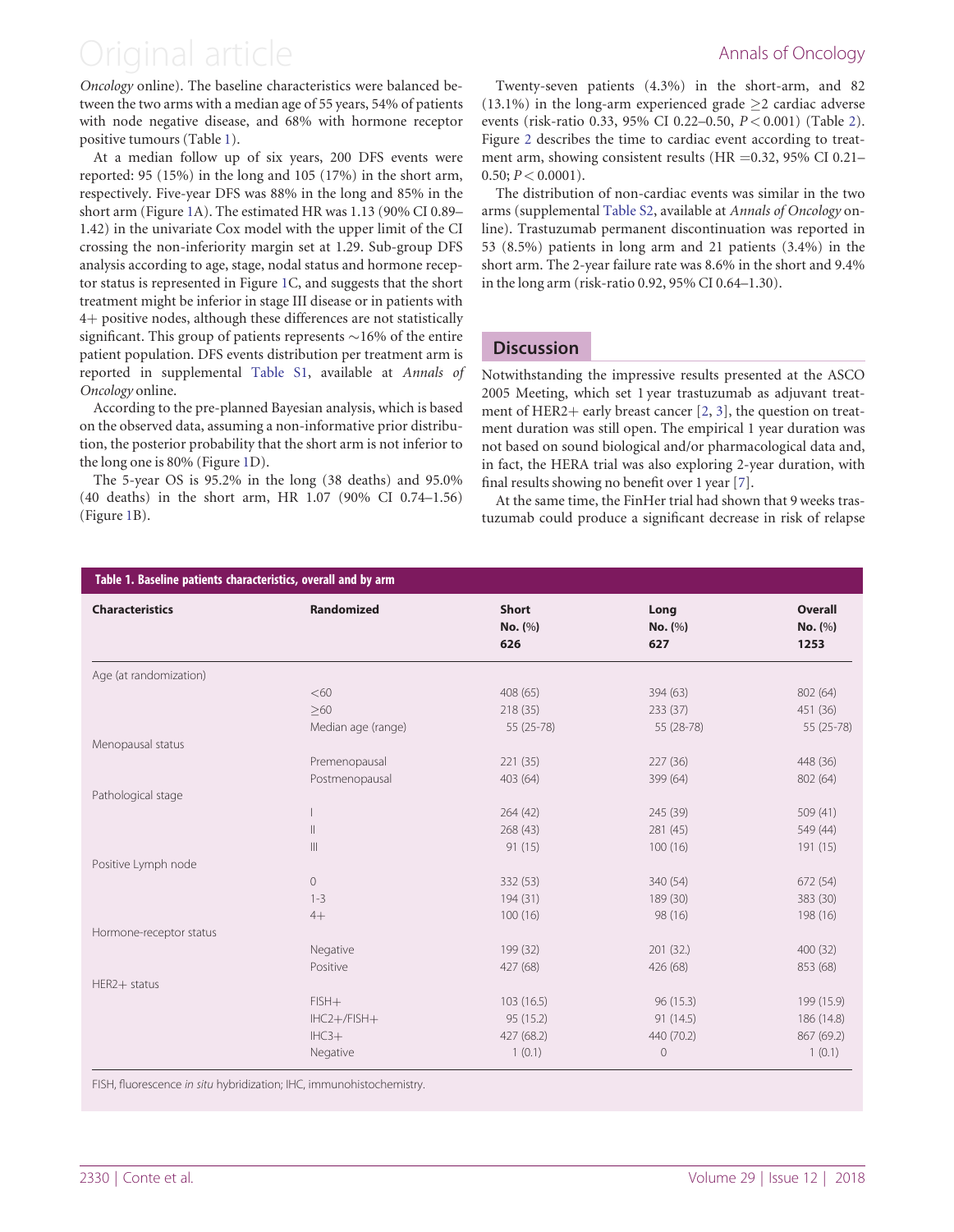*Oncology* online). The baseline characteristics were balanced between the two arms with a median age of 55 years, 54% of patients with node negative disease, and 68% with hormone receptor positive tumours (Table 1).

At a median follow up of six years, 200 DFS events were reported: 95 (15%) in the long and 105 (17%) in the short arm, respectively. Five-year DFS was 88% in the long and 85% in the short arm (Figure 1A). The estimated HR was 1.13 (90% CI 0.89–1.42) in the univariate Cox model with the upper limit of the CI crossing the non-inferiority margin set at 1.29. Sub-group DFS analysis according to age, stage, nodal status and hormone receptor status is represented in Figure 1C, and suggests that the short treatment might be inferior in stage III disease or in patients with 4+ positive nodes, although these differences are not statistically significant. This group of patients represents ~16% of the entire patient population. DFS events distribution per treatment arm is reported in supplemental Table S1, available at *Annals of Oncology* online.

According to the pre-planned Bayesian analysis, which is based on the observed data, assuming a non-informative prior distribution, the posterior probability that the short arm is not inferior to the long one is 80% (Figure 1D).

The 5-year OS is 95.2% in the long (38 deaths) and 95.0% (40 deaths) in the short arm, HR 1.07 (90% CI 0.74–1.56) (Figure 1B).

Twenty-seven patients (4.3%) in the short-arm, and 82 (13.1%) in the long-arm experienced grade ≥2 cardiac adverse events (risk-ratio 0.33, 95% CI 0.22–0.50, $P < 0.001$) (Table 2). Figure 2 describes the time to cardiac event according to treatment arm, showing consistent results (HR = 0.32, 95% CI 0.21–0.50; $P < 0.0001$).

The distribution of non-cardiac events was similar in the two arms (supplemental Table S2, available at *Annals of Oncology* online). Trastuzumab permanent discontinuation was reported in 53 (8.5%) patients in long arm and 21 patients (3.4%) in the short arm. The 2-year failure rate was 8.6% in the short and 9.4% in the long arm (risk-ratio 0.92, 95% CI 0.64–1.30).

## Discussion

Notwithstanding the impressive results presented at the ASCO 2005 Meeting, which set 1 year trastuzumab as adjuvant treatment of HER2+ early breast cancer [2, 3], the question on treatment duration was still open. The empirical 1 year duration was not based on sound biological and/or pharmacological data and, in fact, the HERA trial was also exploring 2-year duration, with final results showing no benefit over 1 year [7].

At the same time, the FinHer trial had shown that 9 weeks trastuzumab could produce a significant decrease in risk of relapse

**Table 1. Baseline patients characteristics, overall and by arm**

| Characteristics | Randomized | Short No. (%) 626 | Long No. (%) 627 | Overall No. (%) 1253 |
|---|---|---|---|---|
| Age (at randomization) | | | | |
| | <60 | 408 (65) | 394 (63) | 802 (64) |
| | ≥60 | 218 (35) | 233 (37) | 451 (36) |
| | Median age (range) | 55 (25-78) | 55 (28-78) | 55 (25-78) |
| Menopausal status | | | | |
| | Premenopausal | 221 (35) | 227 (36) | 448 (36) |
| | Postmenopausal | 403 (64) | 399 (64) | 802 (64) |
| Pathological stage | | | | |
| | I | 264 (42) | 245 (39) | 509 (41) |
| | II | 268 (43) | 281 (45) | 549 (44) |
| | III | 91 (15) | 100 (16) | 191 (15) |
| Positive Lymph node | | | | |
| | 0 | 332 (53) | 340 (54) | 672 (54) |
| | 1-3 | 194 (31) | 189 (30) | 383 (30) |
| | 4+ | 100 (16) | 98 (16) | 198 (16) |
| Hormone-receptor status | | | | |
| | Negative | 199 (32) | 201 (32.) | 400 (32) |
| | Positive | 427 (68) | 426 (68) | 853 (68) |
| HER2+ status | | | | |
| | FISH+ | 103 (16.5) | 96 (15.3) | 199 (15.9) |
| | IHC2+/FISH+ | 95 (15.2) | 91 (14.5) | 186 (14.8) |
| | IHC3+ | 427 (68.2) | 440 (70.2) | 867 (69.2) |
| | Negative | 1 (0.1) | 0 | 1 (0.1) |

FISH, fluorescence *in situ* hybridization; IHC, immunohistochemistry.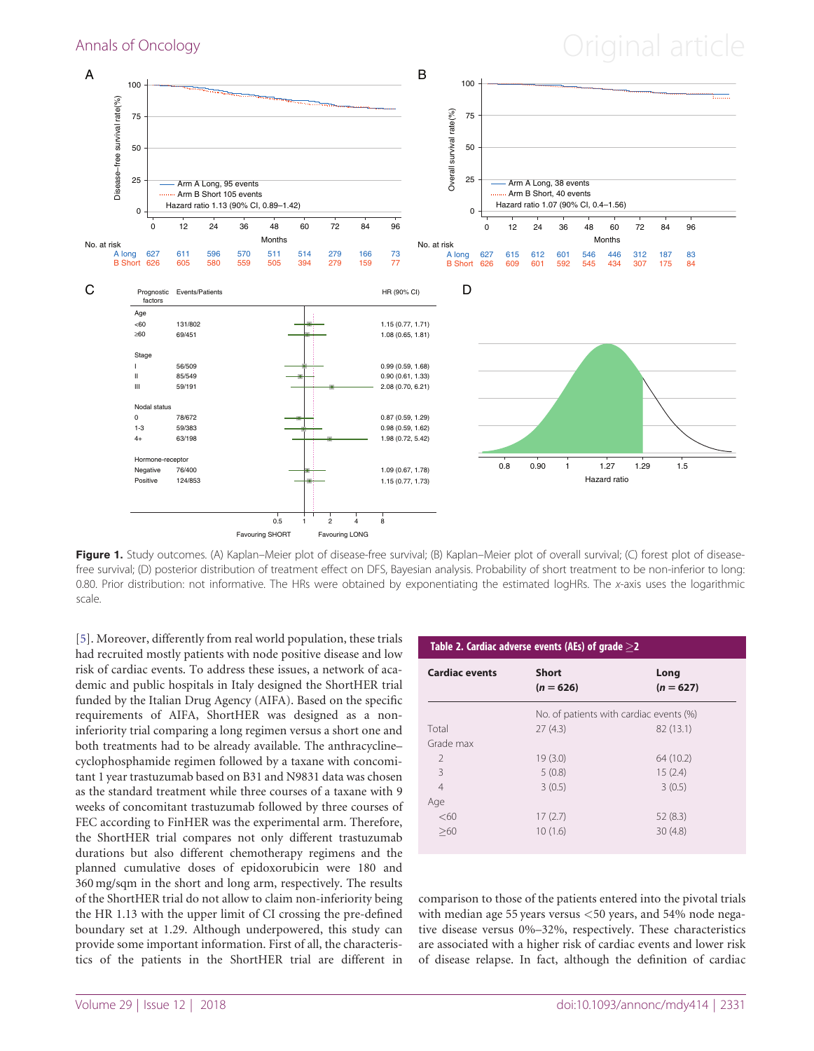**Figure 1.** Study outcomes. (A) Kaplan–Meier plot of disease-free survival; (B) Kaplan–Meier plot of overall survival; (C) forest plot of disease-free survival; (D) posterior distribution of treatment effect on DFS, Bayesian analysis. Probability of short treatment to be non-inferior to long: 0.80. Prior distribution: not informative. The HRs were obtained by exponentiating the estimated logHRs. The x-axis uses the logarithmic scale.

[5]. Moreover, differently from real world population, these trials had recruited mostly patients with node positive disease and low risk of cardiac events. To address these issues, a network of academic and public hospitals in Italy designed the ShortHER trial funded by the Italian Drug Agency (AIFA). Based on the specific requirements of AIFA, ShortHER was designed as a non-inferiority trial comparing a long regimen versus a short one and both treatments had to be already available. The anthracycline–cyclophosphamide regimen followed by a taxane with concomitant 1 year trastuzumab based on B31 and N9831 data was chosen as the standard treatment while three courses of a taxane with 9 weeks of concomitant trastuzumab followed by three courses of FEC according to FinHER was the experimental arm. Therefore, the ShortHER trial compares not only different trastuzumab durations but also different chemotherapy regimens and the planned cumulative doses of epidoxorubicin were 180 and 360 mg/sqm in the short and long arm, respectively. The results of the ShortHER trial do not allow to claim non-inferiority being the HR 1.13 with the upper limit of CI crossing the pre-defined boundary set at 1.29. Although underpowered, this study can provide some important information. First of all, the characteristics of the patients in the ShortHER trial are different in comparison to those of the patients entered into the pivotal trials with median age 55 years versus <50 years, and 54% node negative disease versus 0%–32%, respectively. These characteristics are associated with a higher risk of cardiac events and lower risk of disease relapse. In fact, although the definition of cardiac

**Table 2. Cardiac adverse events (AEs) of grade ≥2**

| Cardiac events | Short ($n$ = 626) | Long ($n$ = 627) |
|---|---|---|
| | No. of patients with cardiac events (%) | |
| Total | 27 (4.3) | 82 (13.1) |
| Grade max | | |
| 2 | 19 (3.0) | 64 (10.2) |
| 3 | 5 (0.8) | 15 (2.4) |
| 4 | 3 (0.5) | 3 (0.5) |
| Age | | |
| <60 | 17 (2.7) | 52 (8.3) |
| ≥60 | 10 (1.6) | 30 (4.8) |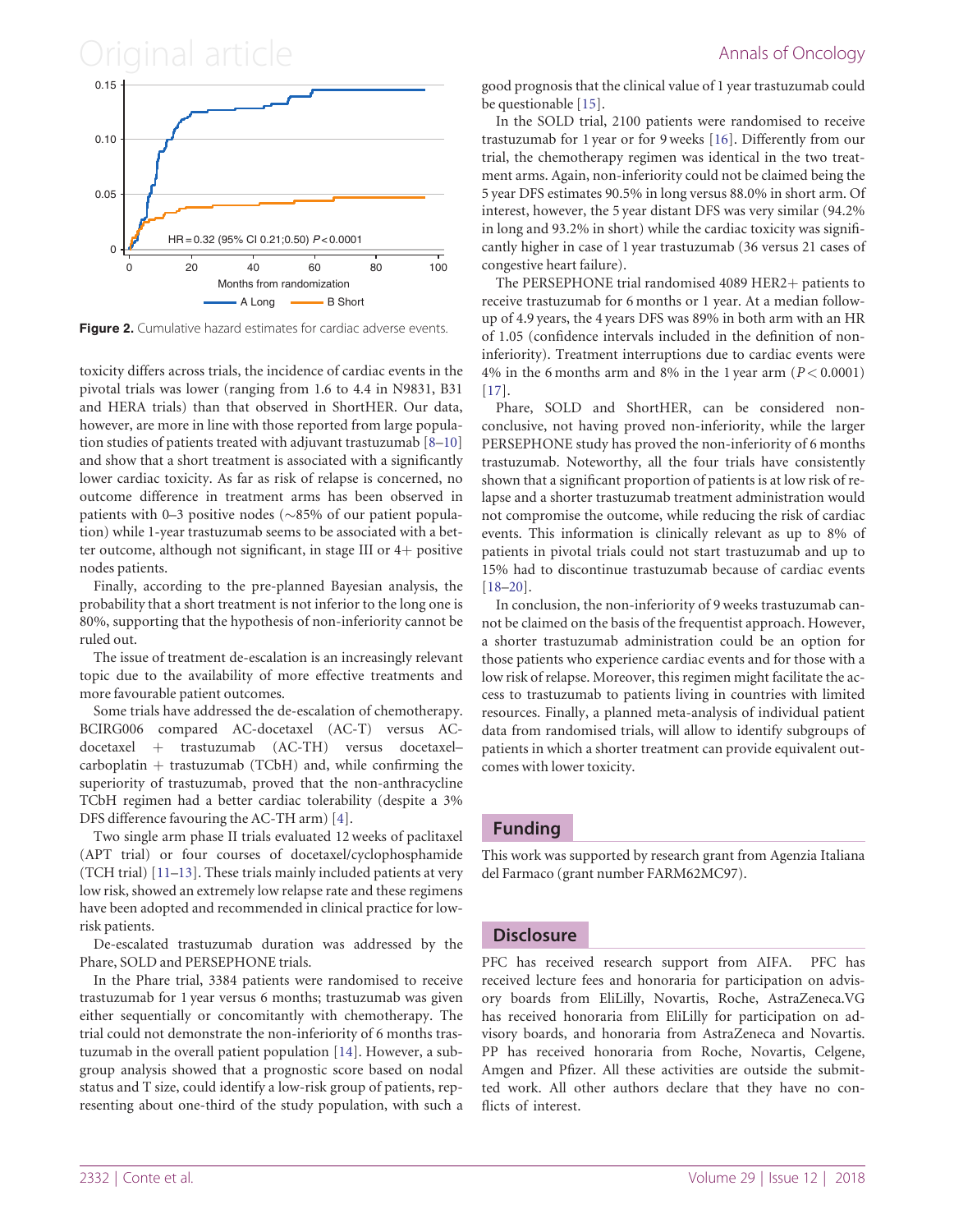Figure 2. Cumulative hazard estimates for cardiac adverse events.

toxicity differs across trials, the incidence of cardiac events in the pivotal trials was lower (ranging from 1.6 to 4.4 in N9831, B31 and HERA trials) than that observed in ShortHER. Our data, however, are more in line with those reported from large population studies of patients treated with adjuvant trastuzumab [8–10] and show that a short treatment is associated with a significantly lower cardiac toxicity. As far as risk of relapse is concerned, no outcome difference in treatment arms has been observed in patients with 0–3 positive nodes (~85% of our patient population) while 1-year trastuzumab seems to be associated with a better outcome, although not significant, in stage III or 4+ positive nodes patients.

Finally, according to the pre-planned Bayesian analysis, the probability that a short treatment is not inferior to the long one is 80%, supporting that the hypothesis of non-inferiority cannot be ruled out.

The issue of treatment de-escalation is an increasingly relevant topic due to the availability of more effective treatments and more favourable patient outcomes.

Some trials have addressed the de-escalation of chemotherapy. BCIRG006 compared AC-docetaxel (AC-T) versus AC-docetaxel + trastuzumab (AC-TH) versus docetaxel–carboplatin + trastuzumab (TCbH) and, while confirming the superiority of trastuzumab, proved that the non-anthracycline TCbH regimen had a better cardiac tolerability (despite a 3% DFS difference favouring the AC-TH arm) [4].

Two single arm phase II trials evaluated 12 weeks of paclitaxel (APT trial) or four courses of docetaxel/cyclophosphamide (TCH trial) [11–13]. These trials mainly included patients at very low risk, showed an extremely low relapse rate and these regimens have been adopted and recommended in clinical practice for low-risk patients.

De-escalated trastuzumab duration was addressed by the Phare, SOLD and PERSEPHONE trials.

In the Phare trial, 3384 patients were randomised to receive trastuzumab for 1 year versus 6 months; trastuzumab was given either sequentially or concomitantly with chemotherapy. The trial could not demonstrate the non-inferiority of 6 months trastuzumab in the overall patient population [14]. However, a subgroup analysis showed that a prognostic score based on nodal status and T size, could identify a low-risk group of patients, representing about one-third of the study population, with such a good prognosis that the clinical value of 1 year trastuzumab could be questionable [15].

In the SOLD trial, 2100 patients were randomised to receive trastuzumab for 1 year or for 9 weeks [16]. Differently from our trial, the chemotherapy regimen was identical in the two treatment arms. Again, non-inferiority could not be claimed being the 5 year DFS estimates 90.5% in long versus 88.0% in short arm. Of interest, however, the 5 year distant DFS was very similar (94.2% in long and 93.2% in short) while the cardiac toxicity was significantly higher in case of 1 year trastuzumab (36 versus 21 cases of congestive heart failure).

The PERSEPHONE trial randomised 4089 HER2+ patients to receive trastuzumab for 6 months or 1 year. At a median follow-up of 4.9 years, the 4 years DFS was 89% in both arm with an HR of 1.05 (confidence intervals included in the definition of non-inferiority). Treatment interruptions due to cardiac events were 4% in the 6 months arm and 8% in the 1 year arm ($P < 0.0001$) [17].

Phare, SOLD and ShortHER, can be considered non-conclusive, not having proved non-inferiority, while the larger PERSEPHONE study has proved the non-inferiority of 6 months trastuzumab. Noteworthy, all the four trials have consistently shown that a significant proportion of patients is at low risk of relapse and a shorter trastuzumab treatment administration would not compromise the outcome, while reducing the risk of cardiac events. This information is clinically relevant as up to 8% of patients in pivotal trials could not start trastuzumab and up to 15% had to discontinue trastuzumab because of cardiac events [18–20].

In conclusion, the non-inferiority of 9 weeks trastuzumab cannot be claimed on the basis of the frequentist approach. However, a shorter trastuzumab administration could be an option for those patients who experience cardiac events and for those with a low risk of relapse. Moreover, this regimen might facilitate the access to trastuzumab to patients living in countries with limited resources. Finally, a planned meta-analysis of individual patient data from randomised trials, will allow to identify subgroups of patients in which a shorter treatment can provide equivalent outcomes with lower toxicity.

## Funding

This work was supported by research grant from Agenzia Italiana del Farmaco (grant number FARM62MC97).

## Disclosure

PFC has received research support from AIFA. PFC has received lecture fees and honoraria for participation on advisory boards from EliLilly, Novartis, Roche, AstraZeneca.VG has received honoraria from EliLilly for participation on advisory boards, and honoraria from AstraZeneca and Novartis. PP has received honoraria from Roche, Novartis, Celgene, Amgen and Pfizer. All these activities are outside the submitted work. All other authors declare that they have no conflicts of interest.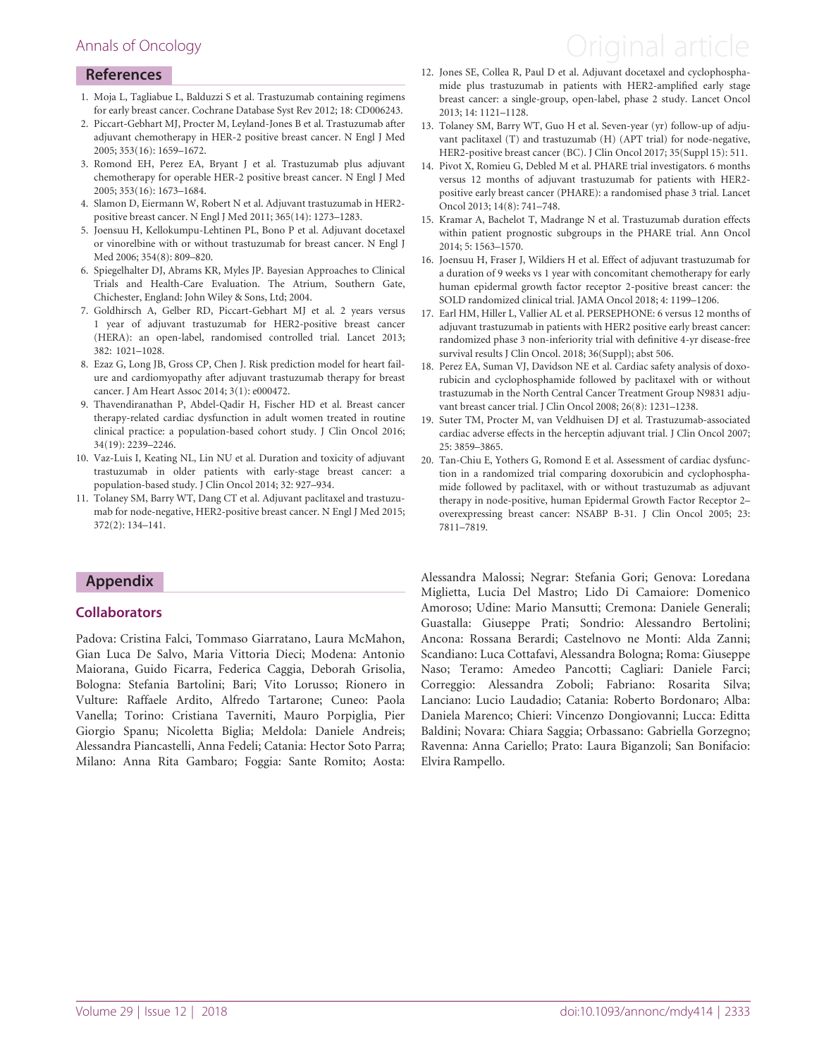## References

1. Moja L, Tagliabue L, Balduzzi S et al. Trastuzumab containing regimens for early breast cancer. Cochrane Database Syst Rev 2012; 18: CD006243.
2. Piccart-Gebhart MJ, Procter M, Leyland-Jones B et al. Trastuzumab after adjuvant chemotherapy in HER-2 positive breast cancer. N Engl J Med 2005; 353(16): 1659–1672.
3. Romond EH, Perez EA, Bryant J et al. Trastuzumab plus adjuvant chemotherapy for operable HER-2 positive breast cancer. N Engl J Med 2005; 353(16): 1673–1684.
4. Slamon D, Eiermann W, Robert N et al. Adjuvant trastuzumab in HER2-positive breast cancer. N Engl J Med 2011; 365(14): 1273–1283.
5. Joensuu H, Kellokumpu-Lehtinen PL, Bono P et al. Adjuvant docetaxel or vinorelbine with or without trastuzumab for breast cancer. N Engl J Med 2006; 354(8): 809–820.
6. Spiegelhalter DJ, Abrams KR, Myles JP. Bayesian Approaches to Clinical Trials and Health-Care Evaluation. The Atrium, Southern Gate, Chichester, England: John Wiley & Sons, Ltd; 2004.
7. Goldhirsch A, Gelber RD, Piccart-Gebhart MJ et al. 2 years versus 1 year of adjuvant trastuzumab for HER2-positive breast cancer (HERA): an open-label, randomised controlled trial. Lancet 2013; 382: 1021–1028.
8. Ezaz G, Long JB, Gross CP, Chen J. Risk prediction model for heart failure and cardiomyopathy after adjuvant trastuzumab therapy for breast cancer. J Am Heart Assoc 2014; 3(1): e000472.
9. Thavendiranathan P, Abdel-Qadir H, Fischer HD et al. Breast cancer therapy-related cardiac dysfunction in adult women treated in routine clinical practice: a population-based cohort study. J Clin Oncol 2016; 34(19): 2239–2246.
10. Vaz-Luis I, Keating NL, Lin NU et al. Duration and toxicity of adjuvant trastuzumab in older patients with early-stage breast cancer: a population-based study. J Clin Oncol 2014; 32: 927–934.
11. Tolaney SM, Barry WT, Dang CT et al. Adjuvant paclitaxel and trastuzumab for node-negative, HER2-positive breast cancer. N Engl J Med 2015; 372(2): 134–141.
12. Jones SE, Collea R, Paul D et al. Adjuvant docetaxel and cyclophosphamide plus trastuzumab in patients with HER2-amplified early stage breast cancer: a single-group, open-label, phase 2 study. Lancet Oncol 2013; 14: 1121–1128.
13. Tolaney SM, Barry WT, Guo H et al. Seven-year (yr) follow-up of adjuvant paclitaxel (T) and trastuzumab (H) (APT trial) for node-negative, HER2-positive breast cancer (BC). J Clin Oncol 2017; 35(Suppl 15): 511.
14. Pivot X, Romieu G, Debled M et al. PHARE trial investigators. 6 months versus 12 months of adjuvant trastuzumab for patients with HER2-positive early breast cancer (PHARE): a randomised phase 3 trial. Lancet Oncol 2013; 14(8): 741–748.
15. Kramar A, Bachelot T, Madrange N et al. Trastuzumab duration effects within patient prognostic subgroups in the PHARE trial. Ann Oncol 2014; 5: 1563–1570.
16. Joensuu H, Fraser J, Wildiers H et al. Effect of adjuvant trastuzumab for a duration of 9 weeks vs 1 year with concomitant chemotherapy for early human epidermal growth factor receptor 2-positive breast cancer: the SOLD randomized clinical trial. JAMA Oncol 2018; 4: 1199–1206.
17. Earl HM, Hiller L, Vallier AL et al. PERSEPHONE: 6 versus 12 months of adjuvant trastuzumab in patients with HER2 positive early breast cancer: randomized phase 3 non-inferiority trial with definitive 4-yr disease-free survival results J Clin Oncol. 2018; 36(Suppl); abst 506.
18. Perez EA, Suman VJ, Davidson NE et al. Cardiac safety analysis of doxorubicin and cyclophosphamide followed by paclitaxel with or without trastuzumab in the North Central Cancer Treatment Group N9831 adjuvant breast cancer trial. J Clin Oncol 2008; 26(8): 1231–1238.
19. Suter TM, Procter M, van Veldhuisen DJ et al. Trastuzumab-associated cardiac adverse effects in the herceptin adjuvant trial. J Clin Oncol 2007; 25: 3859–3865.
20. Tan-Chiu E, Yothers G, Romond E et al. Assessment of cardiac dysfunction in a randomized trial comparing doxorubicin and cyclophosphamide followed by paclitaxel, with or without trastuzumab as adjuvant therapy in node-positive, human Epidermal Growth Factor Receptor 2–overexpressing breast cancer: NSABP B-31. J Clin Oncol 2005; 23: 7811–7819.

## Appendix

### Collaborators

Padova: Cristina Falci, Tommaso Giarratano, Laura McMahon, Gian Luca De Salvo, Maria Vittoria Dieci; Modena: Antonio Maiorana, Guido Ficarra, Federica Caggia, Deborah Grisolia, Bologna: Stefania Bartolini; Bari; Vito Lorusso; Rionero in Vulture: Raffaele Ardito, Alfredo Tartarone; Cuneo: Paola Vanella; Torino: Cristiana Taverniti, Mauro Porpiglia, Pier Giorgio Spanu; Nicoletta Biglia; Meldola: Daniele Andreis; Alessandra Piancastelli, Anna Fedeli; Catania: Hector Soto Parra; Milano: Anna Rita Gambaro; Foggia: Sante Romito; Aosta: Alessandra Malossi; Negrar: Stefania Gori; Genova: Loredana Miglietta, Lucia Del Mastro; Lido Di Camaiore: Domenico Amoroso; Udine: Mario Mansutti; Cremona: Daniele Generali; Guastalla: Giuseppe Prati; Sondrio: Alessandro Bertolini; Ancona: Rossana Berardi; Castelnovo ne Monti: Alda Zanni; Scandiano: Luca Cottafavi, Alessandra Bologna; Roma: Giuseppe Naso; Teramo: Amedeo Pancotti; Cagliari: Daniele Farci; Correggio: Alessandra Zoboli; Fabriano: Rosarita Silva; Lanciano: Lucio Laudadio; Catania: Roberto Bordonaro; Alba: Daniela Marenco; Chieri: Vincenzo Dongiovanni; Lucca: Editta Baldini; Novara: Chiara Saggia; Orbassano: Gabriella Gorzegno; Ravenna: Anna Cariello; Prato: Laura Biganzoli; San Bonifacio: Elvira Rampello.